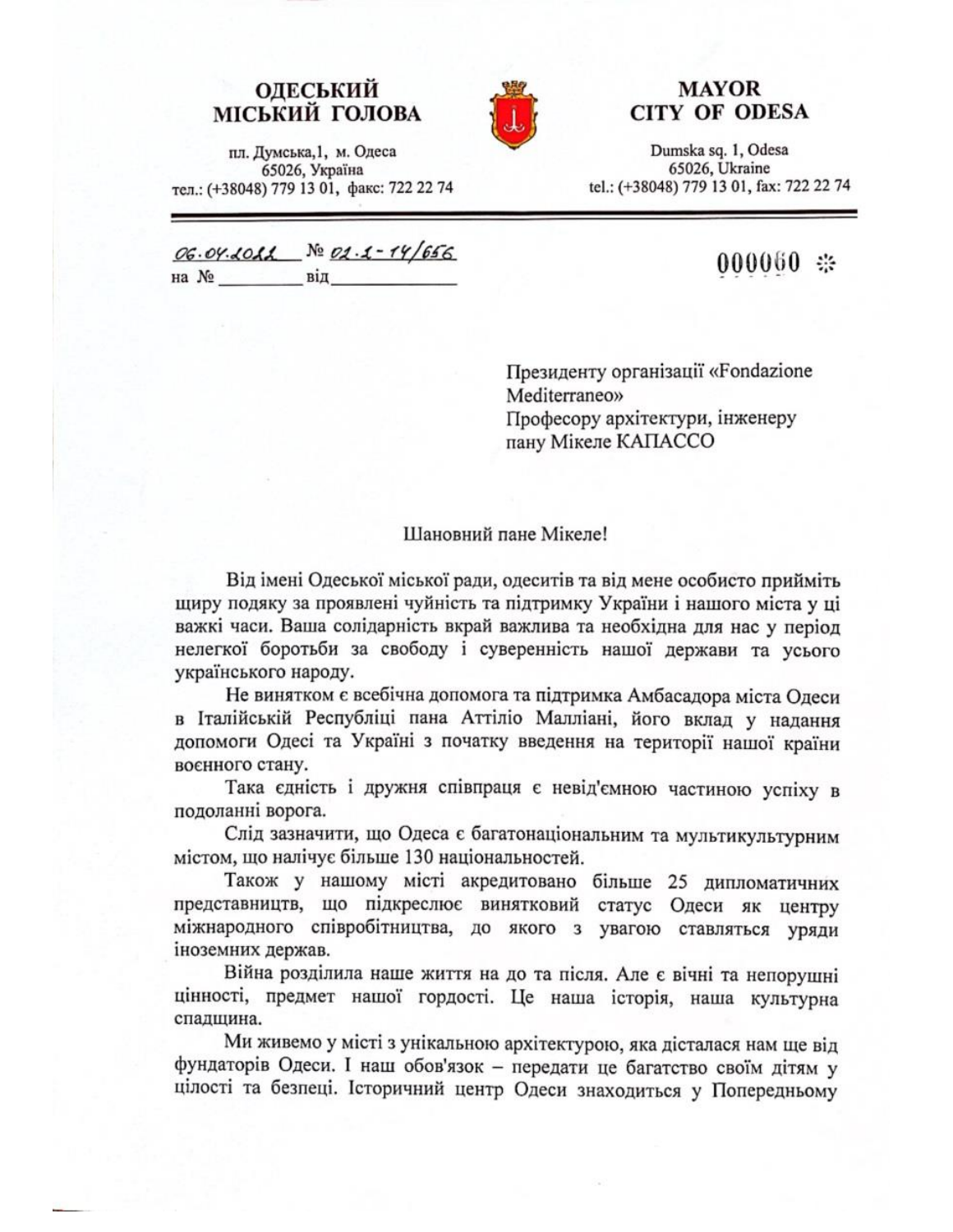**ОДЕСЬКИЙ МІСЬКИЙ ГОЛОВА**

пл. Думська,1, м. Одеса
65026, Україна
тел.: (+38048) 779 13 01, факс: 722 22 74

**MAYOR CITY OF ODESA**

Dumska sq. 1, Odesa
65026, Ukraine
tel.: (+38048) 779 13 01, fax: 722 22 74

06.04.2022 № 02.1-14/656
на № ________ від ____________

000060

Президенту організації «Fondazione Mediterraneo»
Професору архітектури, інженеру
пану Мікеле КАПАССО

Шановний пане Мікеле!

Від імені Одеської міської ради, одеситів та від мене особисто прийміть щиру подяку за проявлені чуйність та підтримку України і нашого міста у ці важкі часи. Ваша солідарність вкрай важлива та необхідна для нас у період нелегкої боротьби за свободу і суверенність нашої держави та усього українського народу.

Не винятком є всебічна допомога та підтримка Амбасадора міста Одеси в Італійській Республіці пана Аттіліо Малліані, його вклад у надання допомоги Одесі та Україні з початку введення на території нашої країни воєнного стану.

Така єдність і дружня співпраця є невід'ємною частиною успіху в подоланні ворога.

Слід зазначити, що Одеса є багатонаціональним та мультикультурним містом, що налічує більше 130 національностей.

Також у нашому місті акредитовано більше 25 дипломатичних представництв, що підкреслює винятковий статус Одеси як центру міжнародного співробітництва, до якого з увагою ставляться уряди іноземних держав.

Війна розділила наше життя на до та після. Але є вічні та непорушні цінності, предмет нашої гордості. Це наша історія, наша культурна спадщина.

Ми живемо у місті з унікальною архітектурою, яка дісталася нам ще від фундаторів Одеси. І наш обов'язок – передати це багатство своїм дітям у цілості та безпеці. Історичний центр Одеси знаходиться у Попередньому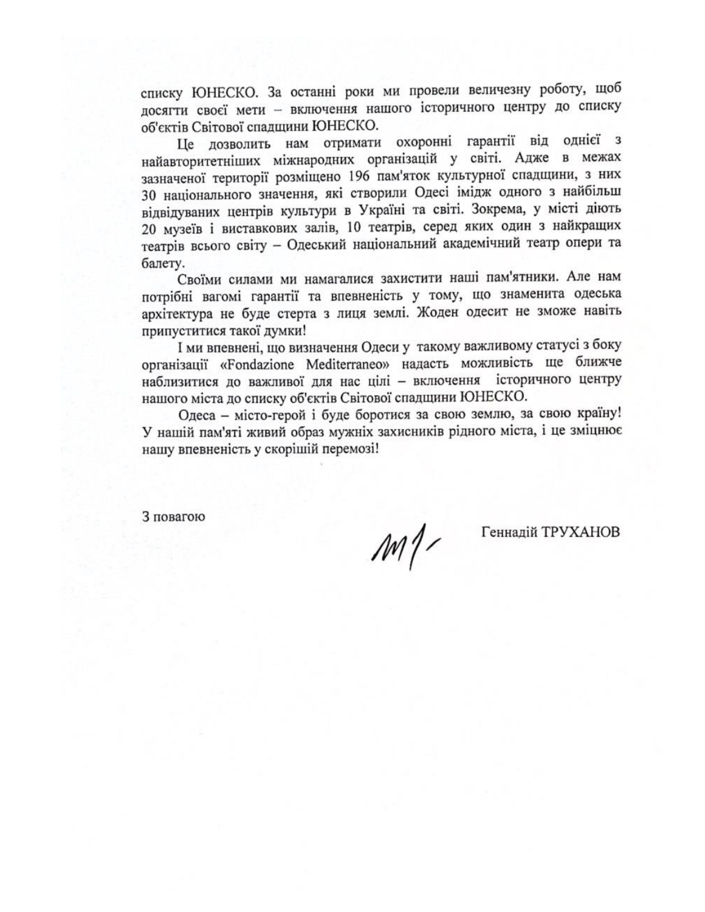списку ЮНЕСКО. За останні роки ми провели величезну роботу, щоб досягти своєї мети – включення нашого історичного центру до списку об'єктів Світової спадщини ЮНЕСКО.

Це дозволить нам отримати охоронні гарантії від однієї з найавторитетніших міжнародних організацій у світі. Адже в межах зазначеної території розміщено 196 пам'яток культурної спадщини, з них 30 національного значення, які створили Одесі імідж одного з найбільш відвідуваних центрів культури в Україні та світі. Зокрема, у місті діють 20 музеїв і виставкових залів, 10 театрів, серед яких один з найкращих театрів всього світу – Одеський національний академічний театр опери та балету.

Своїми силами ми намагалися захистити наші пам'ятники. Але нам потрібні вагомі гарантії та впевненість у тому, що знаменита одеська архітектура не буде стерта з лиця землі. Жоден одесит не зможе навіть припуститися такої думки!

І ми впевнені, що визначення Одеси у такому важливому статусі з боку організації «Fondazione Mediterraneo» надасть можливість ще ближче наблизитися до важливої для нас цілі – включення історичного центру нашого міста до списку об'єктів Світової спадщини ЮНЕСКО.

Одеса – місто-герой і буде боротися за свою землю, за свою країну! У нашій пам'яті живий образ мужніх захисників рідного міста, і це зміцнює нашу впевненість у скорішій перемозі!

З повагою

Геннадій ТРУХАНОВ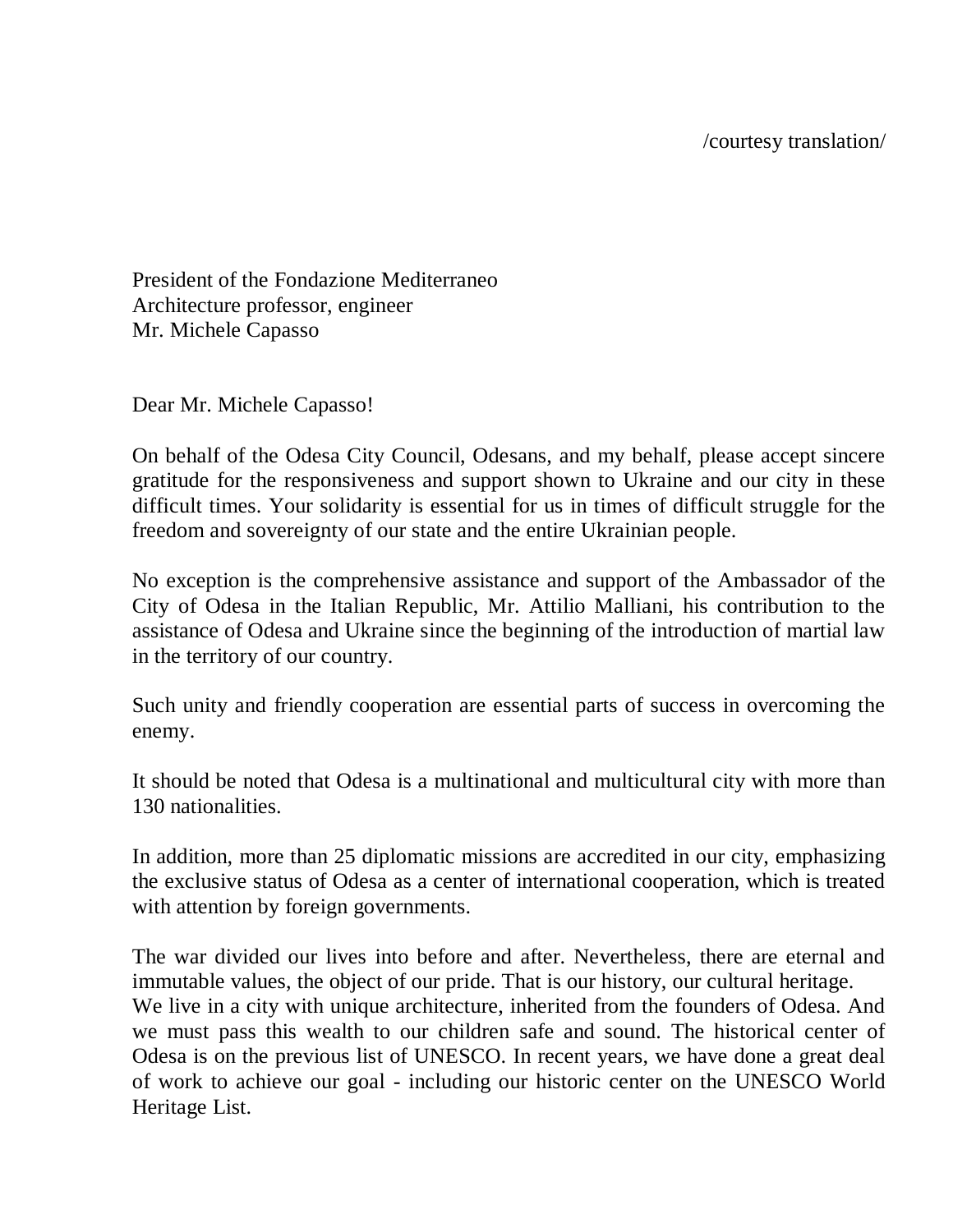/courtesy translation/

President of the Fondazione Mediterraneo
Architecture professor, engineer
Mr. Michele Capasso

Dear Mr. Michele Capasso!

On behalf of the Odesa City Council, Odesans, and my behalf, please accept sincere gratitude for the responsiveness and support shown to Ukraine and our city in these difficult times. Your solidarity is essential for us in times of difficult struggle for the freedom and sovereignty of our state and the entire Ukrainian people.

No exception is the comprehensive assistance and support of the Ambassador of the City of Odesa in the Italian Republic, Mr. Attilio Malliani, his contribution to the assistance of Odesa and Ukraine since the beginning of the introduction of martial law in the territory of our country.

Such unity and friendly cooperation are essential parts of success in overcoming the enemy.

It should be noted that Odesa is a multinational and multicultural city with more than 130 nationalities.

In addition, more than 25 diplomatic missions are accredited in our city, emphasizing the exclusive status of Odesa as a center of international cooperation, which is treated with attention by foreign governments.

The war divided our lives into before and after. Nevertheless, there are eternal and immutable values, the object of our pride. That is our history, our cultural heritage.
We live in a city with unique architecture, inherited from the founders of Odesa. And we must pass this wealth to our children safe and sound. The historical center of Odesa is on the previous list of UNESCO. In recent years, we have done a great deal of work to achieve our goal - including our historic center on the UNESCO World Heritage List.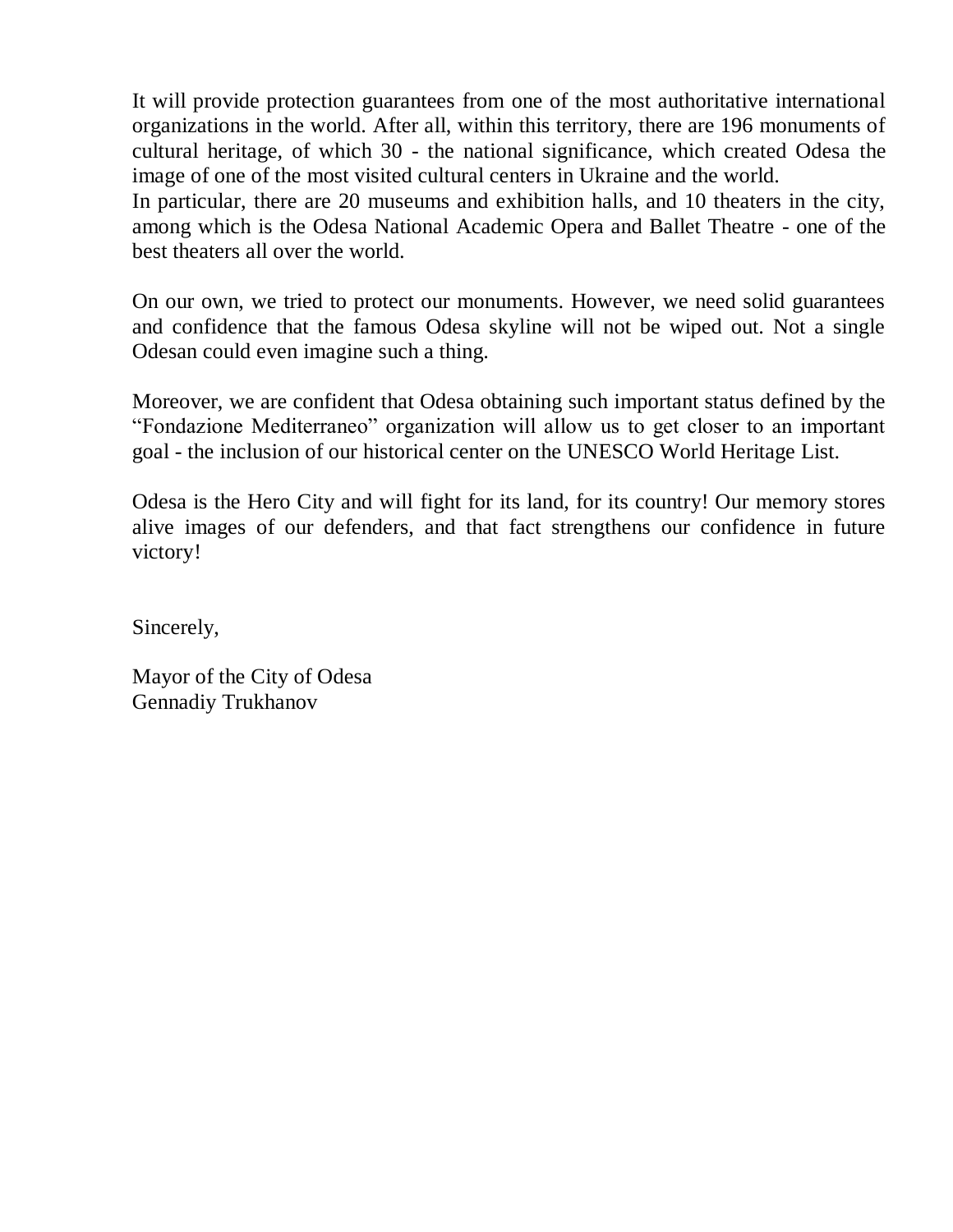It will provide protection guarantees from one of the most authoritative international organizations in the world. After all, within this territory, there are 196 monuments of cultural heritage, of which 30 - the national significance, which created Odesa the image of one of the most visited cultural centers in Ukraine and the world.
In particular, there are 20 museums and exhibition halls, and 10 theaters in the city, among which is the Odesa National Academic Opera and Ballet Theatre - one of the best theaters all over the world.

On our own, we tried to protect our monuments. However, we need solid guarantees and confidence that the famous Odesa skyline will not be wiped out. Not a single Odesan could even imagine such a thing.

Moreover, we are confident that Odesa obtaining such important status defined by the "Fondazione Mediterraneo" organization will allow us to get closer to an important goal - the inclusion of our historical center on the UNESCO World Heritage List.

Odesa is the Hero City and will fight for its land, for its country! Our memory stores alive images of our defenders, and that fact strengthens our confidence in future victory!

Sincerely,

Mayor of the City of Odesa
Gennadiy Trukhanov